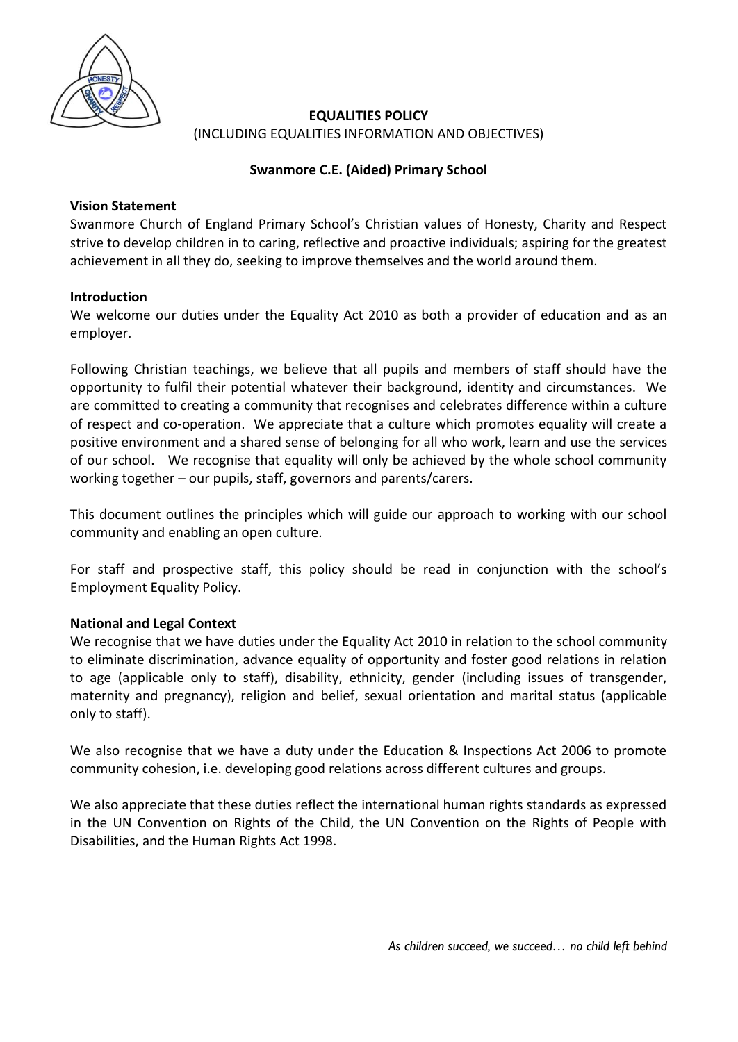# EQUALITIES POLICY

(INCLUDING EQUALITIES INFORMATION AND OBJECTIVES)

**Swanmore C.E. (Aided) Primary School**

**Vision Statement**

Swanmore Church of England Primary School's Christian values of Honesty, Charity and Respect strive to develop children in to caring, reflective and proactive individuals; aspiring for the greatest achievement in all they do, seeking to improve themselves and the world around them.

**Introduction**

We welcome our duties under the Equality Act 2010 as both a provider of education and as an employer.

Following Christian teachings, we believe that all pupils and members of staff should have the opportunity to fulfil their potential whatever their background, identity and circumstances. We are committed to creating a community that recognises and celebrates difference within a culture of respect and co-operation. We appreciate that a culture which promotes equality will create a positive environment and a shared sense of belonging for all who work, learn and use the services of our school. We recognise that equality will only be achieved by the whole school community working together – our pupils, staff, governors and parents/carers.

This document outlines the principles which will guide our approach to working with our school community and enabling an open culture.

For staff and prospective staff, this policy should be read in conjunction with the school's Employment Equality Policy.

**National and Legal Context**

We recognise that we have duties under the Equality Act 2010 in relation to the school community to eliminate discrimination, advance equality of opportunity and foster good relations in relation to age (applicable only to staff), disability, ethnicity, gender (including issues of transgender, maternity and pregnancy), religion and belief, sexual orientation and marital status (applicable only to staff).

We also recognise that we have a duty under the Education & Inspections Act 2006 to promote community cohesion, i.e. developing good relations across different cultures and groups.

We also appreciate that these duties reflect the international human rights standards as expressed in the UN Convention on Rights of the Child, the UN Convention on the Rights of People with Disabilities, and the Human Rights Act 1998.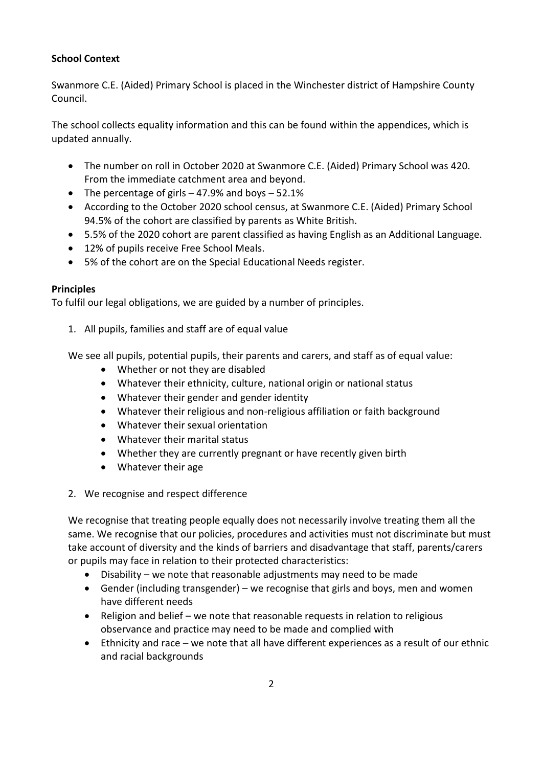**School Context**

Swanmore C.E. (Aided) Primary School is placed in the Winchester district of Hampshire County Council.

The school collects equality information and this can be found within the appendices, which is updated annually.

- The number on roll in October 2020 at Swanmore C.E. (Aided) Primary School was 420. From the immediate catchment area and beyond.
- The percentage of girls – 47.9% and boys – 52.1%
- According to the October 2020 school census, at Swanmore C.E. (Aided) Primary School 94.5% of the cohort are classified by parents as White British.
- 5.5% of the 2020 cohort are parent classified as having English as an Additional Language.
- 12% of pupils receive Free School Meals.
- 5% of the cohort are on the Special Educational Needs register.

**Principles**

To fulfil our legal obligations, we are guided by a number of principles.

1. All pupils, families and staff are of equal value

We see all pupils, potential pupils, their parents and carers, and staff as of equal value:

- Whether or not they are disabled
- Whatever their ethnicity, culture, national origin or national status
- Whatever their gender and gender identity
- Whatever their religious and non-religious affiliation or faith background
- Whatever their sexual orientation
- Whatever their marital status
- Whether they are currently pregnant or have recently given birth
- Whatever their age

2. We recognise and respect difference

We recognise that treating people equally does not necessarily involve treating them all the same. We recognise that our policies, procedures and activities must not discriminate but must take account of diversity and the kinds of barriers and disadvantage that staff, parents/carers or pupils may face in relation to their protected characteristics:

- Disability – we note that reasonable adjustments may need to be made
- Gender (including transgender) – we recognise that girls and boys, men and women have different needs
- Religion and belief – we note that reasonable requests in relation to religious observance and practice may need to be made and complied with
- Ethnicity and race – we note that all have different experiences as a result of our ethnic and racial backgrounds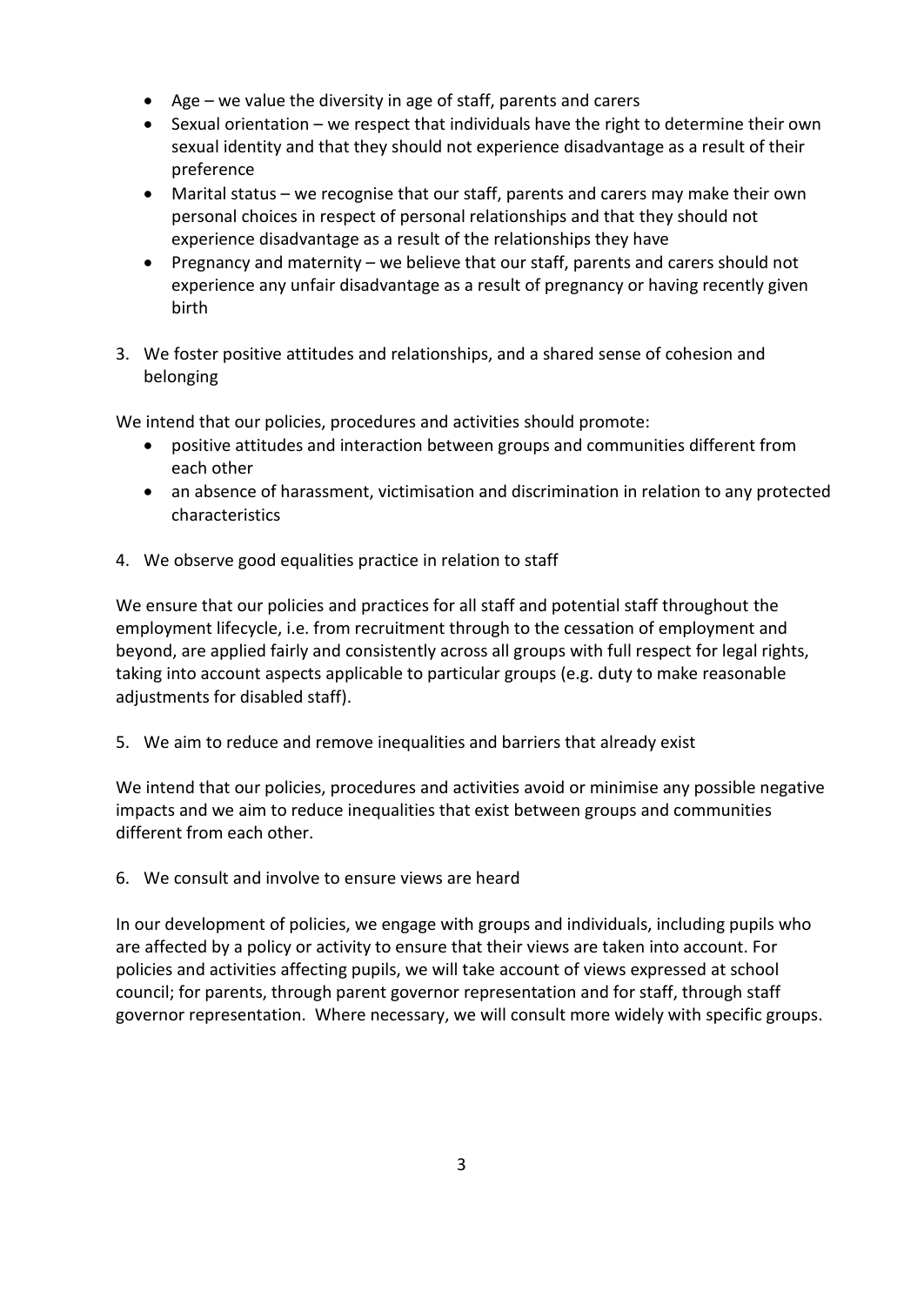- Age – we value the diversity in age of staff, parents and carers
- Sexual orientation – we respect that individuals have the right to determine their own sexual identity and that they should not experience disadvantage as a result of their preference
- Marital status – we recognise that our staff, parents and carers may make their own personal choices in respect of personal relationships and that they should not experience disadvantage as a result of the relationships they have
- Pregnancy and maternity – we believe that our staff, parents and carers should not experience any unfair disadvantage as a result of pregnancy or having recently given birth

3. We foster positive attitudes and relationships, and a shared sense of cohesion and belonging

We intend that our policies, procedures and activities should promote:

- positive attitudes and interaction between groups and communities different from each other
- an absence of harassment, victimisation and discrimination in relation to any protected characteristics

4. We observe good equalities practice in relation to staff

We ensure that our policies and practices for all staff and potential staff throughout the employment lifecycle, i.e. from recruitment through to the cessation of employment and beyond, are applied fairly and consistently across all groups with full respect for legal rights, taking into account aspects applicable to particular groups (e.g. duty to make reasonable adjustments for disabled staff).

5. We aim to reduce and remove inequalities and barriers that already exist

We intend that our policies, procedures and activities avoid or minimise any possible negative impacts and we aim to reduce inequalities that exist between groups and communities different from each other.

6. We consult and involve to ensure views are heard

In our development of policies, we engage with groups and individuals, including pupils who are affected by a policy or activity to ensure that their views are taken into account. For policies and activities affecting pupils, we will take account of views expressed at school council; for parents, through parent governor representation and for staff, through staff governor representation. Where necessary, we will consult more widely with specific groups.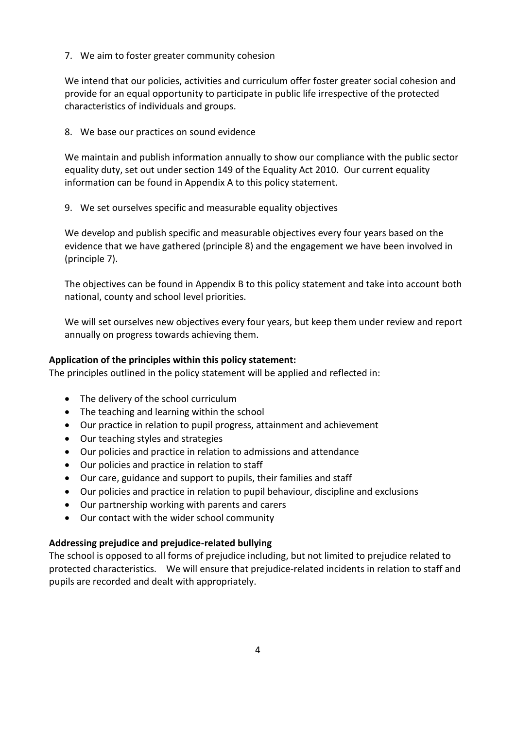7. We aim to foster greater community cohesion

   We intend that our policies, activities and curriculum offer foster greater social cohesion and provide for an equal opportunity to participate in public life irrespective of the protected characteristics of individuals and groups.

8. We base our practices on sound evidence

   We maintain and publish information annually to show our compliance with the public sector equality duty, set out under section 149 of the Equality Act 2010. Our current equality information can be found in Appendix A to this policy statement.

9. We set ourselves specific and measurable equality objectives

   We develop and publish specific and measurable objectives every four years based on the evidence that we have gathered (principle 8) and the engagement we have been involved in (principle 7).

   The objectives can be found in Appendix B to this policy statement and take into account both national, county and school level priorities.

   We will set ourselves new objectives every four years, but keep them under review and report annually on progress towards achieving them.

**Application of the principles within this policy statement:**
The principles outlined in the policy statement will be applied and reflected in:

- The delivery of the school curriculum
- The teaching and learning within the school
- Our practice in relation to pupil progress, attainment and achievement
- Our teaching styles and strategies
- Our policies and practice in relation to admissions and attendance
- Our policies and practice in relation to staff
- Our care, guidance and support to pupils, their families and staff
- Our policies and practice in relation to pupil behaviour, discipline and exclusions
- Our partnership working with parents and carers
- Our contact with the wider school community

**Addressing prejudice and prejudice-related bullying**
The school is opposed to all forms of prejudice including, but not limited to prejudice related to protected characteristics. We will ensure that prejudice-related incidents in relation to staff and pupils are recorded and dealt with appropriately.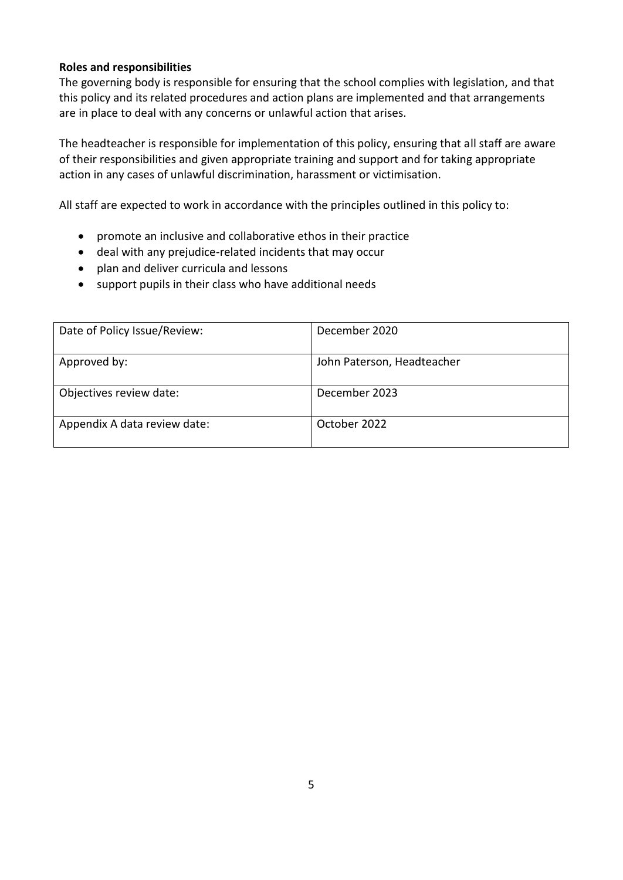**Roles and responsibilities**

The governing body is responsible for ensuring that the school complies with legislation, and that this policy and its related procedures and action plans are implemented and that arrangements are in place to deal with any concerns or unlawful action that arises.

The headteacher is responsible for implementation of this policy, ensuring that all staff are aware of their responsibilities and given appropriate training and support and for taking appropriate action in any cases of unlawful discrimination, harassment or victimisation.

All staff are expected to work in accordance with the principles outlined in this policy to:

- promote an inclusive and collaborative ethos in their practice
- deal with any prejudice-related incidents that may occur
- plan and deliver curricula and lessons
- support pupils in their class who have additional needs

| Date of Policy Issue/Review: | December 2020 |
|---|---|
| Approved by: | John Paterson, Headteacher |
| Objectives review date: | December 2023 |
| Appendix A data review date: | October 2022 |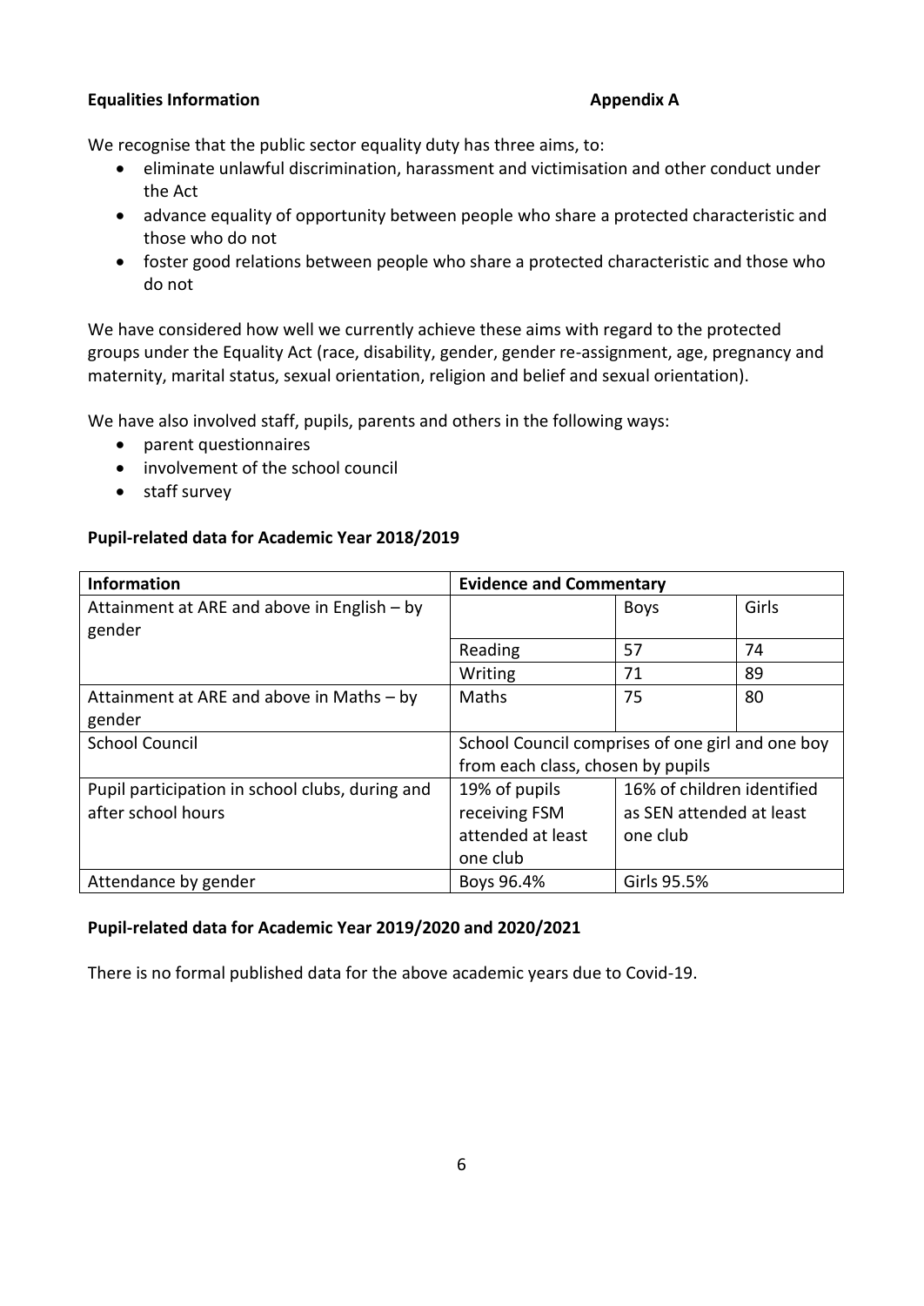**Equalities Information** **Appendix A**

We recognise that the public sector equality duty has three aims, to:

- eliminate unlawful discrimination, harassment and victimisation and other conduct under the Act
- advance equality of opportunity between people who share a protected characteristic and those who do not
- foster good relations between people who share a protected characteristic and those who do not

We have considered how well we currently achieve these aims with regard to the protected groups under the Equality Act (race, disability, gender, gender re-assignment, age, pregnancy and maternity, marital status, sexual orientation, religion and belief and sexual orientation).

We have also involved staff, pupils, parents and others in the following ways:

- parent questionnaires
- involvement of the school council
- staff survey

**Pupil-related data for Academic Year 2018/2019**

| Information | Evidence and Commentary | | |
|---|---|---|---|
| Attainment at ARE and above in English – by gender | | Boys | Girls |
| | Reading | 57 | 74 |
| | Writing | 71 | 89 |
| Attainment at ARE and above in Maths – by gender | Maths | 75 | 80 |
| School Council | School Council comprises of one girl and one boy from each class, chosen by pupils | | |
| Pupil participation in school clubs, during and after school hours | 19% of pupils receiving FSM attended at least one club | 16% of children identified as SEN attended at least one club | |
| Attendance by gender | Boys 96.4% | Girls 95.5% | |

**Pupil-related data for Academic Year 2019/2020 and 2020/2021**

There is no formal published data for the above academic years due to Covid-19.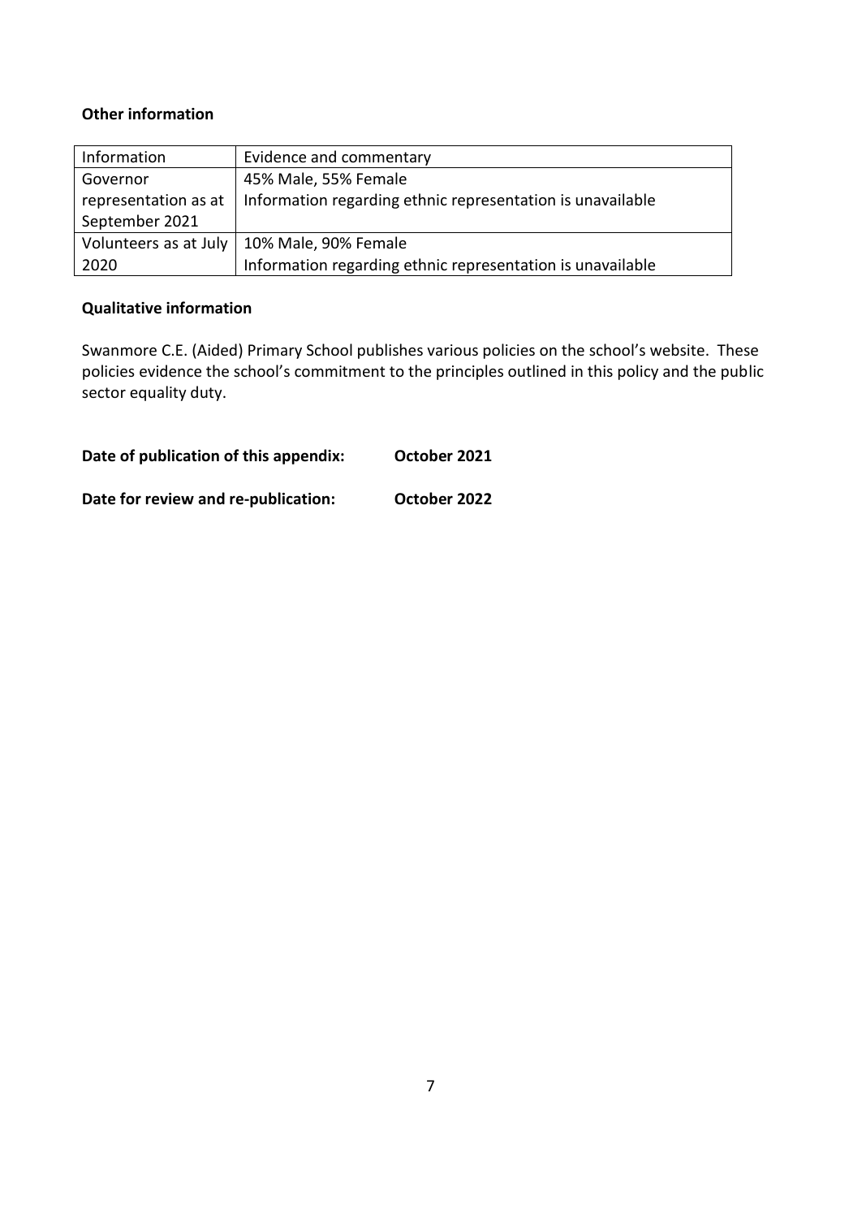**Other information**

| Information | Evidence and commentary |
| --- | --- |
| Governor representation as at September 2021 | 45% Male, 55% Female<br>Information regarding ethnic representation is unavailable |
| Volunteers as at July 2020 | 10% Male, 90% Female<br>Information regarding ethnic representation is unavailable |

**Qualitative information**

Swanmore C.E. (Aided) Primary School publishes various policies on the school's website. These policies evidence the school's commitment to the principles outlined in this policy and the public sector equality duty.

**Date of publication of this appendix:** **October 2021**

**Date for review and re-publication:** **October 2022**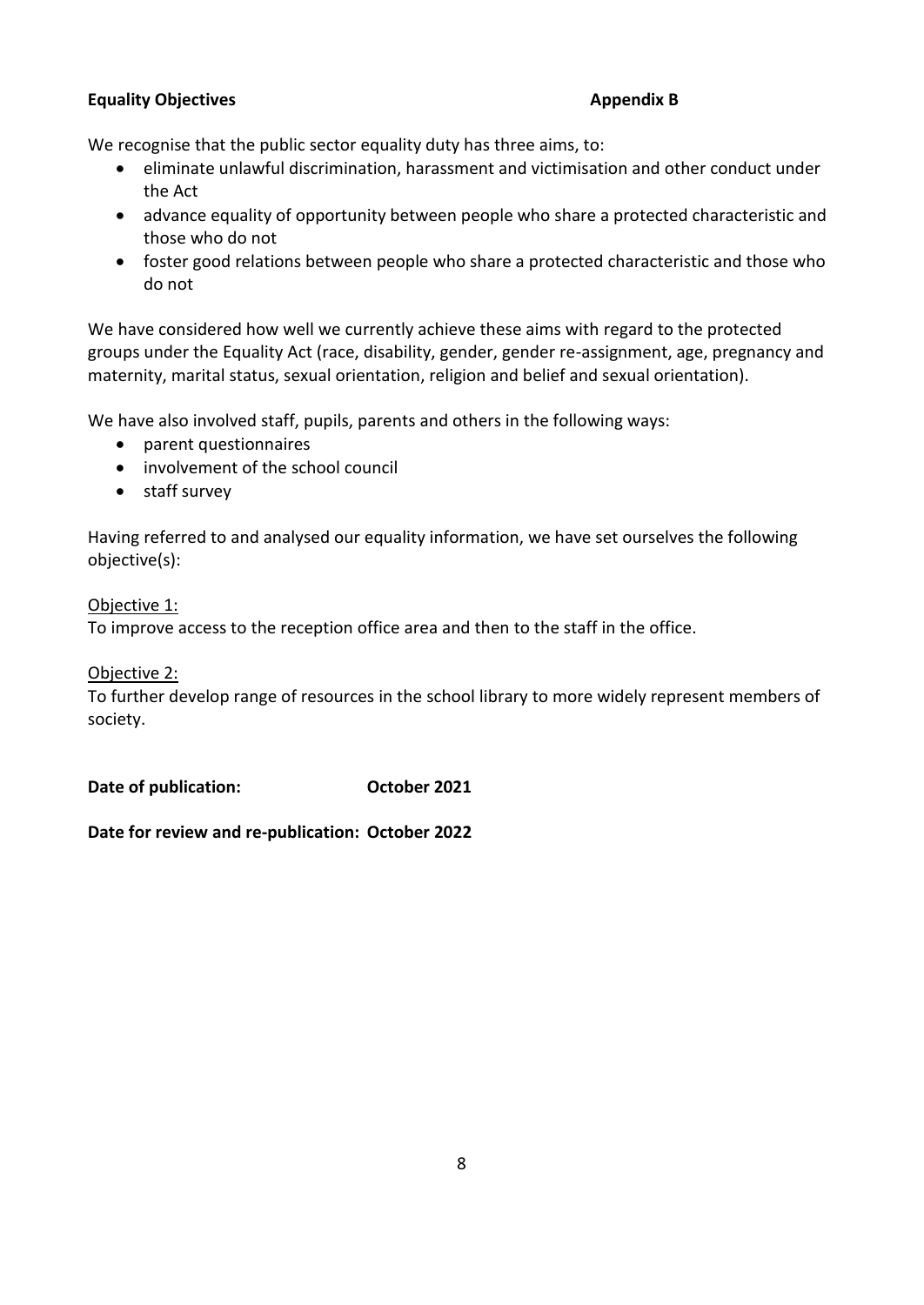**Equality Objectives** **Appendix B**

We recognise that the public sector equality duty has three aims, to:

- eliminate unlawful discrimination, harassment and victimisation and other conduct under the Act
- advance equality of opportunity between people who share a protected characteristic and those who do not
- foster good relations between people who share a protected characteristic and those who do not

We have considered how well we currently achieve these aims with regard to the protected groups under the Equality Act (race, disability, gender, gender re-assignment, age, pregnancy and maternity, marital status, sexual orientation, religion and belief and sexual orientation).

We have also involved staff, pupils, parents and others in the following ways:

- parent questionnaires
- involvement of the school council
- staff survey

Having referred to and analysed our equality information, we have set ourselves the following objective(s):

<u>Objective 1:</u>
To improve access to the reception office area and then to the staff in the office.

<u>Objective 2:</u>
To further develop range of resources in the school library to more widely represent members of society.

**Date of publication:** **October 2021**

**Date for review and re-publication: October 2022**